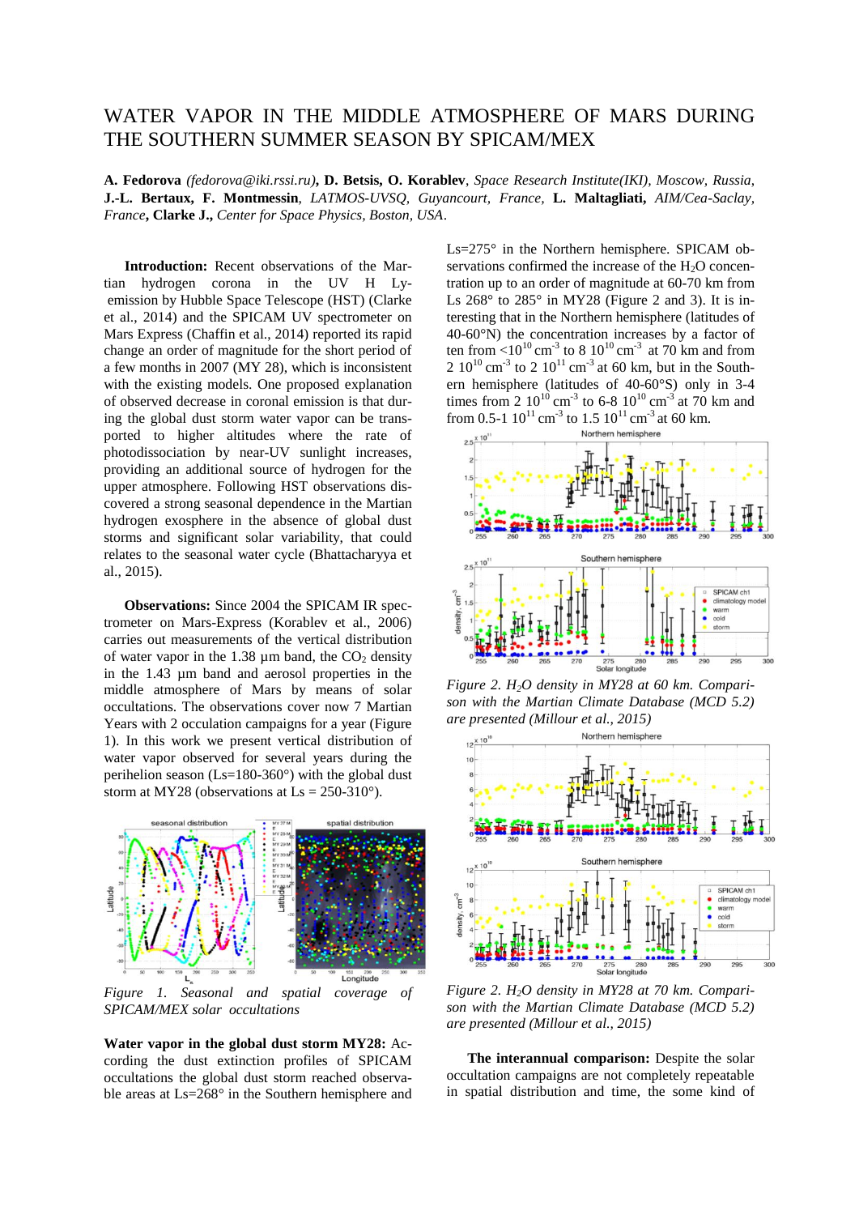# WATER VAPOR IN THE MIDDLE ATMOSPHERE OF MARS DURING THE SOUTHERN SUMMER SEASON BY SPICAM/MEX

**A. Fedorova** *(fedorova@iki.rssi.ru)***, D. Betsis, O. Korablev**, *Space Research Institute(IKI), Moscow, Russia*, **J.-L. Bertaux, F. Montmessin**, *LATMOS-UVSQ, Guyancourt, France*, **L. Maltagliati,** *AIM/Cea-Saclay, France*, **Clarke J.,** *Center for Space Physics, Boston, USA*.

**Introduction:** Recent observations of the Martian hydrogen corona in the UV H Ly-emission by Hubble Space Telescope (HST) (Clarke et al., 2014) and the SPICAM UV spectrometer on Mars Express (Chaffin et al., 2014) reported its rapid change an order of magnitude for the short period of a few months in 2007 (MY 28), which is inconsistent with the existing models. One proposed explanation of observed decrease in coronal emission is that during the global dust storm water vapor can be transported to higher altitudes where the rate of photodissociation by near-UV sunlight increases, providing an additional source of hydrogen for the upper atmosphere. Following HST observations discovered a strong seasonal dependence in the Martian hydrogen exosphere in the absence of global dust storms and significant solar variability, that could relates to the seasonal water cycle (Bhattacharyya et al., 2015).

**Observations:** Since 2004 the SPICAM IR spectrometer on Mars-Express (Korablev et al., 2006) carries out measurements of the vertical distribution of water vapor in the 1.38 µm band, the $CO_2$ density in the 1.43 µm band and aerosol properties in the middle atmosphere of Mars by means of solar occultations. The observations cover now 7 Martian Years with 2 occultation campaigns for a year (Figure 1). In this work we present vertical distribution of water vapor observed for several years during the perihelion season (Ls=180-360°) with the global dust storm at MY28 (observations at Ls = 250-310°).

*Figure 1. Seasonal and spatial coverage of SPICAM/MEX solar occultations*

**Water vapor in the global dust storm MY28:** According the dust extinction profiles of SPICAM occultations the global dust storm reached observable areas at Ls=268° in the Southern hemisphere and Ls=275° in the Northern hemisphere. SPICAM observations confirmed the increase of the $H_2O$ concentration up to an order of magnitude at 60-70 km from Ls 268° to 285° in MY28 (Figure 2 and 3). It is interesting that in the Northern hemisphere (latitudes of 40-60°N) the concentration increases by a factor of ten from $<10^{10}$ cm$^{-3}$ to 8 $10^{10}$ cm$^{-3}$ at 70 km and from 2 $10^{10}$ cm$^{-3}$ to 2 $10^{11}$ cm$^{-3}$ at 60 km, but in the Southern hemisphere (latitudes of 40-60°S) only in 3-4 times from 2 $10^{10}$ cm$^{-3}$ to 6-8 $10^{10}$ cm$^{-3}$ at 70 km and from 0.5-1 $10^{11}$ cm$^{-3}$ to 1.5 $10^{11}$ cm$^{-3}$ at 60 km.

*Figure 2. $H_2O$ density in MY28 at 60 km. Comparison with the Martian Climate Database (MCD 5.2) are presented (Millour et al., 2015)*

*Figure 2. $H_2O$ density in MY28 at 70 km. Comparison with the Martian Climate Database (MCD 5.2) are presented (Millour et al., 2015)*

**The interannual comparison:** Despite the solar occultation campaigns are not completely repeatable in spatial distribution and time, the some kind of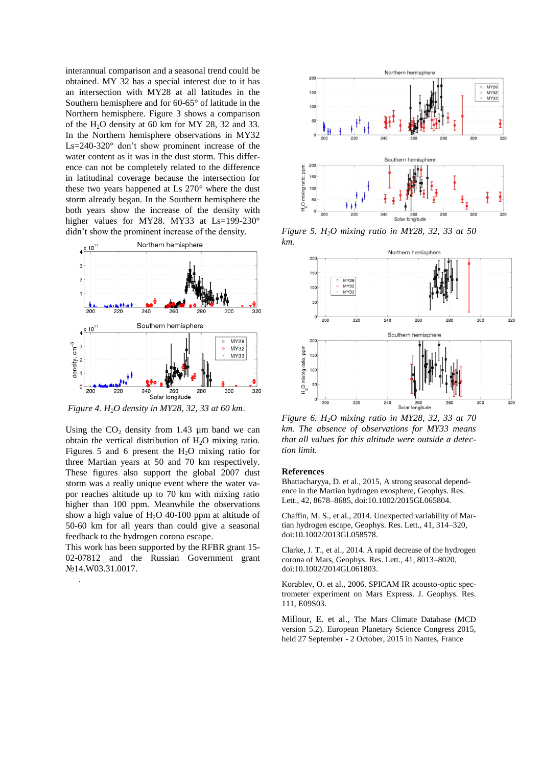interannual comparison and a seasonal trend could be obtained. MY 32 has a special interest due to it has an intersection with MY28 at all latitudes in the Southern hemisphere and for 60-65° of latitude in the Northern hemisphere. Figure 3 shows a comparison of the $H_2O$ density at 60 km for MY 28, 32 and 33. In the Northern hemisphere observations in MY32 Ls=240-320° don't show prominent increase of the water content as it was in the dust storm. This difference can not be completely related to the difference in latitudinal coverage because the intersection for these two years happened at Ls 270° where the dust storm already began. In the Southern hemisphere the both years show the increase of the density with higher values for MY28. MY33 at Ls=199-230° didn't show the prominent increase of the density.

Northern hemisphere
x 10^11
Southern hemisphere
x 10^11
MY28
MY32
MY33
density, cm^-3
Solar longitude

*Figure 4. $H_2O$ density in MY28, 32, 33 at 60 km.*

Using the $CO_2$ density from 1.43 µm band we can obtain the vertical distribution of $H_2O$ mixing ratio. Figures 5 and 6 present the $H_2O$ mixing ratio for three Martian years at 50 and 70 km respectively. These figures also support the global 2007 dust storm was a really unique event where the water vapor reaches altitude up to 70 km with mixing ratio higher than 100 ppm. Meanwhile the observations show a high value of $H_2O$ 40-100 ppm at altitude of 50-60 km for all years than could give a seasonal feedback to the hydrogen corona escape.

This work has been supported by the RFBR grant 15-02-07812 and the Russian Government grant №14.W03.31.0017.

Northern hemisphere
MY28
MY32
MY33
Southern hemisphere
$H_2O$ mixing ratio, ppm
Solar longitude

*Figure 5. $H_2O$ mixing ratio in MY28, 32, 33 at 50 km.*

Northern hemisphere
MY28
MY32
MY33
Southern hemisphere
$H_2O$ mixing ratio, ppm
Solar longitude

*Figure 6. $H_2O$ mixing ratio in MY28, 32, 33 at 70 km. The absence of observations for MY33 means that all values for this altitude were outside a detection limit.*

## References

Bhattacharyya, D. et al., 2015, A strong seasonal dependence in the Martian hydrogen exosphere, Geophys. Res. Lett., 42, 8678–8685, doi:10.1002/2015GL065804.

Chaffin, M. S., et al., 2014. Unexpected variability of Martian hydrogen escape, Geophys. Res. Lett., 41, 314–320, doi:10.1002/2013GL058578.

Clarke, J. T., et al., 2014. A rapid decrease of the hydrogen corona of Mars, Geophys. Res. Lett., 41, 8013–8020, doi:10.1002/2014GL061803.

Korablev, O. et al., 2006. SPICAM IR acousto-optic spectrometer experiment on Mars Express. J. Geophys. Res. 111, E09S03.

Millour, E. et al., The Mars Climate Database (MCD version 5.2). European Planetary Science Congress 2015, held 27 September - 2 October, 2015 in Nantes, France